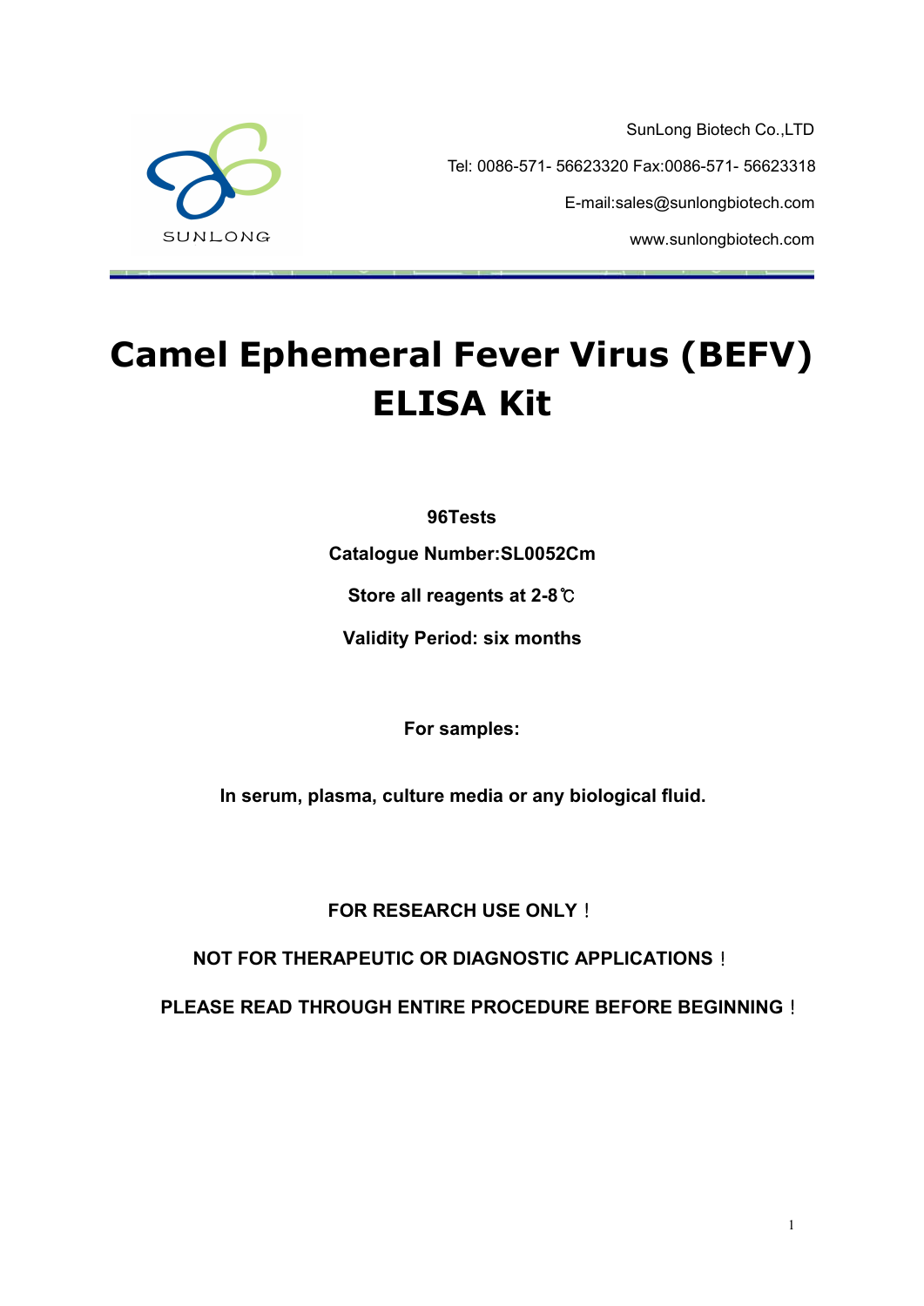SunLong Biotech Co.,LTD

Tel: 0086-571- 56623320 Fax:0086-571- 56623318

E-mail:sales@sunlongbiotech.com

www.sunlongbiotech.com

# Camel Ephemeral Fever Virus (BEFV) ELISA Kit

**96Tests**

**Catalogue Number:SL0052Cm**

**Store all reagents at 2-8℃**

**Validity Period: six months**

**For samples:**

**In serum, plasma, culture media or any biological fluid.**

**FOR RESEARCH USE ONLY！**

**NOT FOR THERAPEUTIC OR DIAGNOSTIC APPLICATIONS！**

**PLEASE READ THROUGH ENTIRE PROCEDURE BEFORE BEGINNING！**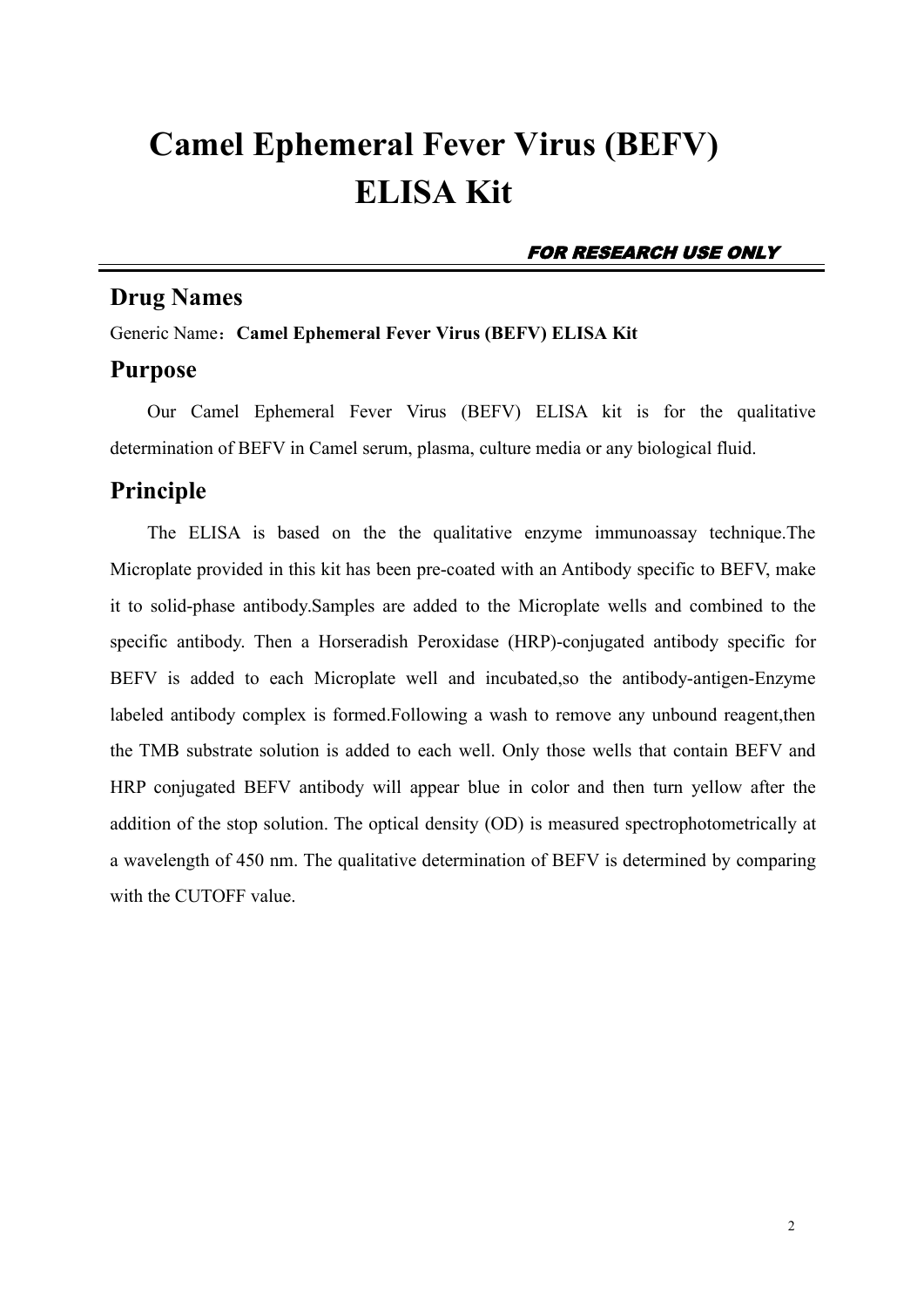# Camel Ephemeral Fever Virus (BEFV) ELISA Kit

***FOR RESEARCH USE ONLY***

## Drug Names

Generic Name：**Camel Ephemeral Fever Virus (BEFV) ELISA Kit**

## Purpose

Our Camel Ephemeral Fever Virus (BEFV) ELISA kit is for the qualitative determination of BEFV in Camel serum, plasma, culture media or any biological fluid.

## Principle

The ELISA is based on the the qualitative enzyme immunoassay technique.The Microplate provided in this kit has been pre-coated with an Antibody specific to BEFV, make it to solid-phase antibody.Samples are added to the Microplate wells and combined to the specific antibody. Then a Horseradish Peroxidase (HRP)-conjugated antibody specific for BEFV is added to each Microplate well and incubated,so the antibody-antigen-Enzyme labeled antibody complex is formed.Following a wash to remove any unbound reagent,then the TMB substrate solution is added to each well. Only those wells that contain BEFV and HRP conjugated BEFV antibody will appear blue in color and then turn yellow after the addition of the stop solution. The optical density (OD) is measured spectrophotometrically at a wavelength of 450 nm. The qualitative determination of BEFV is determined by comparing with the CUTOFF value.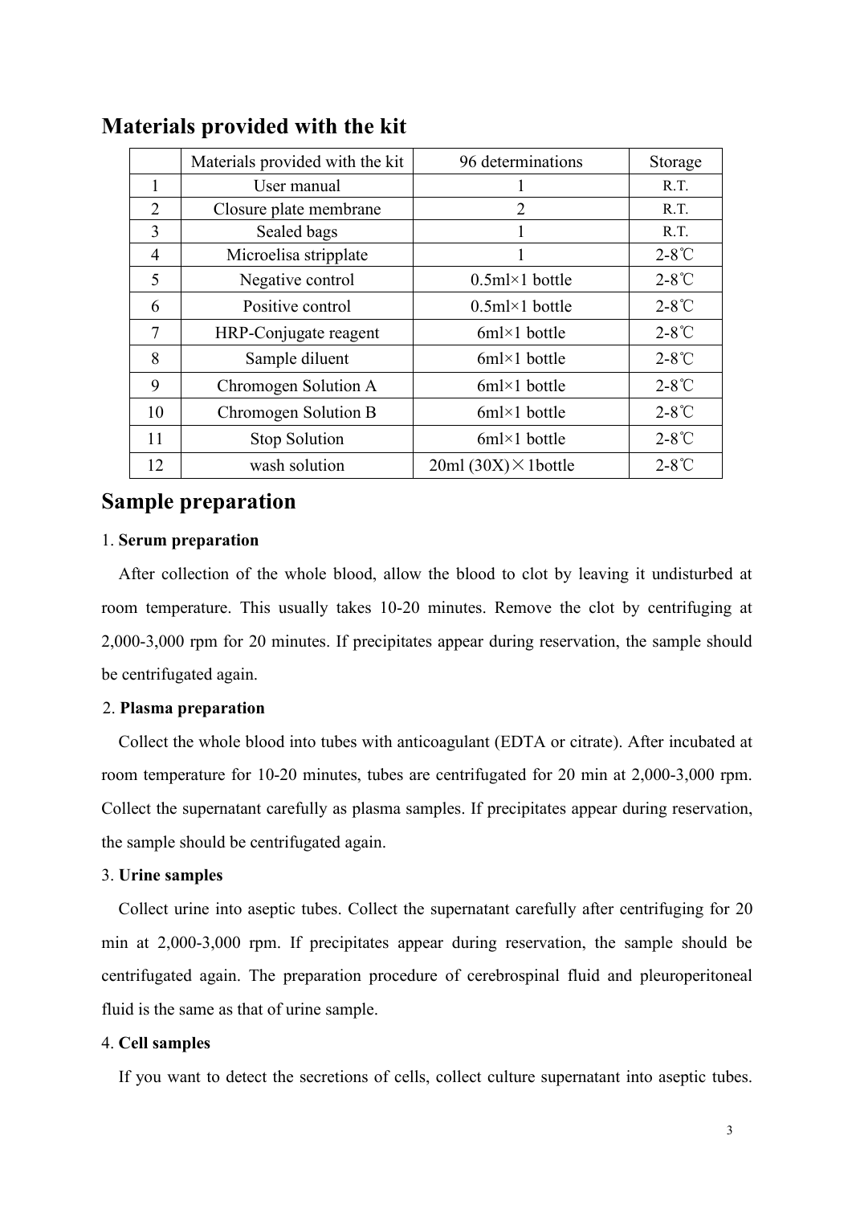## Materials provided with the kit

| | Materials provided with the kit | 96 determinations | Storage |
|---|---|---|---|
| 1 | User manual | 1 | R.T. |
| 2 | Closure plate membrane | 2 | R.T. |
| 3 | Sealed bags | 1 | R.T. |
| 4 | Microelisa stripplate | 1 | 2-8℃ |
| 5 | Negative control | 0.5ml×1 bottle | 2-8℃ |
| 6 | Positive control | 0.5ml×1 bottle | 2-8℃ |
| 7 | HRP-Conjugate reagent | 6ml×1 bottle | 2-8℃ |
| 8 | Sample diluent | 6ml×1 bottle | 2-8℃ |
| 9 | Chromogen Solution A | 6ml×1 bottle | 2-8℃ |
| 10 | Chromogen Solution B | 6ml×1 bottle | 2-8℃ |
| 11 | Stop Solution | 6ml×1 bottle | 2-8℃ |
| 12 | wash solution | 20ml (30X)×1bottle | 2-8℃ |

## Sample preparation

1. **Serum preparation**

After collection of the whole blood, allow the blood to clot by leaving it undisturbed at room temperature. This usually takes 10-20 minutes. Remove the clot by centrifuging at 2,000-3,000 rpm for 20 minutes. If precipitates appear during reservation, the sample should be centrifugated again.

2. **Plasma preparation**

Collect the whole blood into tubes with anticoagulant (EDTA or citrate). After incubated at room temperature for 10-20 minutes, tubes are centrifugated for 20 min at 2,000-3,000 rpm. Collect the supernatant carefully as plasma samples. If precipitates appear during reservation, the sample should be centrifugated again.

3. **Urine samples**

Collect urine into aseptic tubes. Collect the supernatant carefully after centrifuging for 20 min at 2,000-3,000 rpm. If precipitates appear during reservation, the sample should be centrifugated again. The preparation procedure of cerebrospinal fluid and pleuroperitoneal fluid is the same as that of urine sample.

4. **Cell samples**

If you want to detect the secretions of cells, collect culture supernatant into aseptic tubes.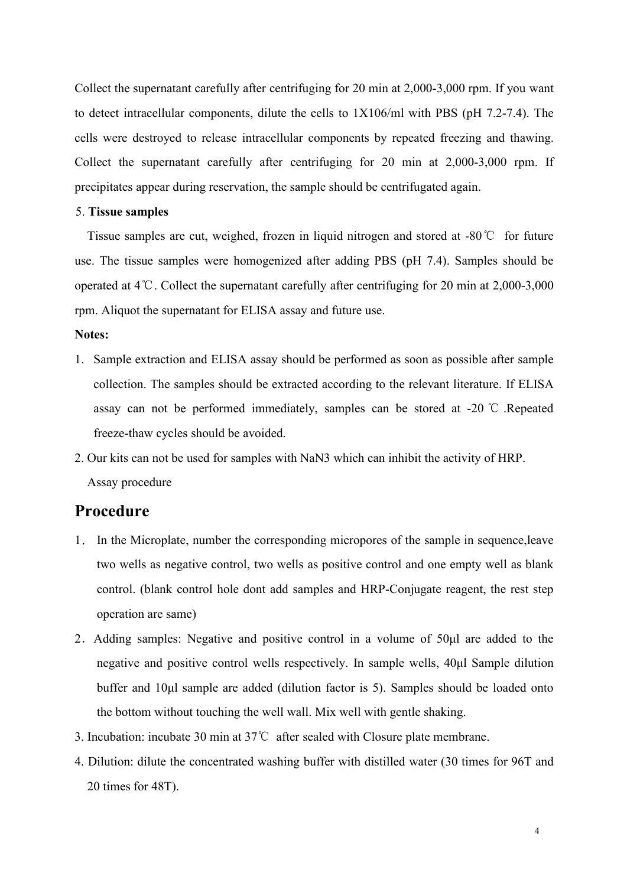Collect the supernatant carefully after centrifuging for 20 min at 2,000-3,000 rpm. If you want to detect intracellular components, dilute the cells to 1X106/ml with PBS (pH 7.2-7.4). The cells were destroyed to release intracellular components by repeated freezing and thawing. Collect the supernatant carefully after centrifuging for 20 min at 2,000-3,000 rpm. If precipitates appear during reservation, the sample should be centrifugated again.

5. **Tissue samples**

Tissue samples are cut, weighed, frozen in liquid nitrogen and stored at -80℃ for future use. The tissue samples were homogenized after adding PBS (pH 7.4). Samples should be operated at 4℃. Collect the supernatant carefully after centrifuging for 20 min at 2,000-3,000 rpm. Aliquot the supernatant for ELISA assay and future use.

**Notes:**

1. Sample extraction and ELISA assay should be performed as soon as possible after sample collection. The samples should be extracted according to the relevant literature. If ELISA assay can not be performed immediately, samples can be stored at -20 ℃ .Repeated freeze-thaw cycles should be avoided.
2. Our kits can not be used for samples with $NaN_3$ which can inhibit the activity of HRP.

Assay procedure

## Procedure

1. In the Microplate, number the corresponding micropores of the sample in sequence,leave two wells as negative control, two wells as positive control and one empty well as blank control. (blank control hole dont add samples and HRP-Conjugate reagent, the rest step operation are same)
2. Adding samples: Negative and positive control in a volume of 50μl are added to the negative and positive control wells respectively. In sample wells, 40μl Sample dilution buffer and 10μl sample are added (dilution factor is 5). Samples should be loaded onto the bottom without touching the well wall. Mix well with gentle shaking.
3. Incubation: incubate 30 min at 37℃ after sealed with Closure plate membrane.
4. Dilution: dilute the concentrated washing buffer with distilled water (30 times for 96T and 20 times for 48T).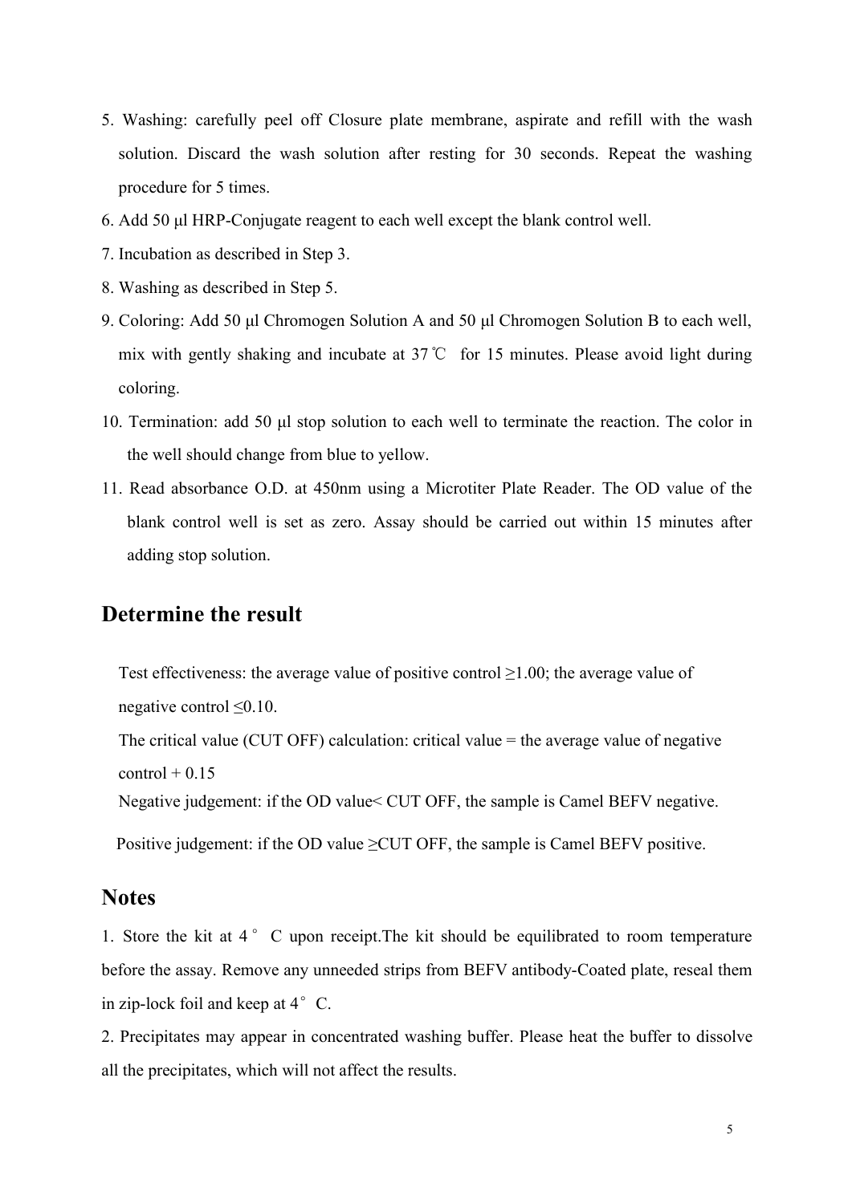5. Washing: carefully peel off Closure plate membrane, aspirate and refill with the wash solution. Discard the wash solution after resting for 30 seconds. Repeat the washing procedure for 5 times.
6. Add 50 μl HRP-Conjugate reagent to each well except the blank control well.
7. Incubation as described in Step 3.
8. Washing as described in Step 5.
9. Coloring: Add 50 μl Chromogen Solution A and 50 μl Chromogen Solution B to each well, mix with gently shaking and incubate at 37℃ for 15 minutes. Please avoid light during coloring.
10. Termination: add 50 μl stop solution to each well to terminate the reaction. The color in the well should change from blue to yellow.
11. Read absorbance O.D. at 450nm using a Microtiter Plate Reader. The OD value of the blank control well is set as zero. Assay should be carried out within 15 minutes after adding stop solution.

## Determine the result

Test effectiveness: the average value of positive control ≥1.00; the average value of negative control ≤0.10.

The critical value (CUT OFF) calculation: critical value = the average value of negative control + 0.15

Negative judgement: if the OD value< CUT OFF, the sample is Camel BEFV negative.

Positive judgement: if the OD value ≥CUT OFF, the sample is Camel BEFV positive.

## Notes

1. Store the kit at 4° C upon receipt.The kit should be equilibrated to room temperature before the assay. Remove any unneeded strips from BEFV antibody-Coated plate, reseal them in zip-lock foil and keep at 4° C.
2. Precipitates may appear in concentrated washing buffer. Please heat the buffer to dissolve all the precipitates, which will not affect the results.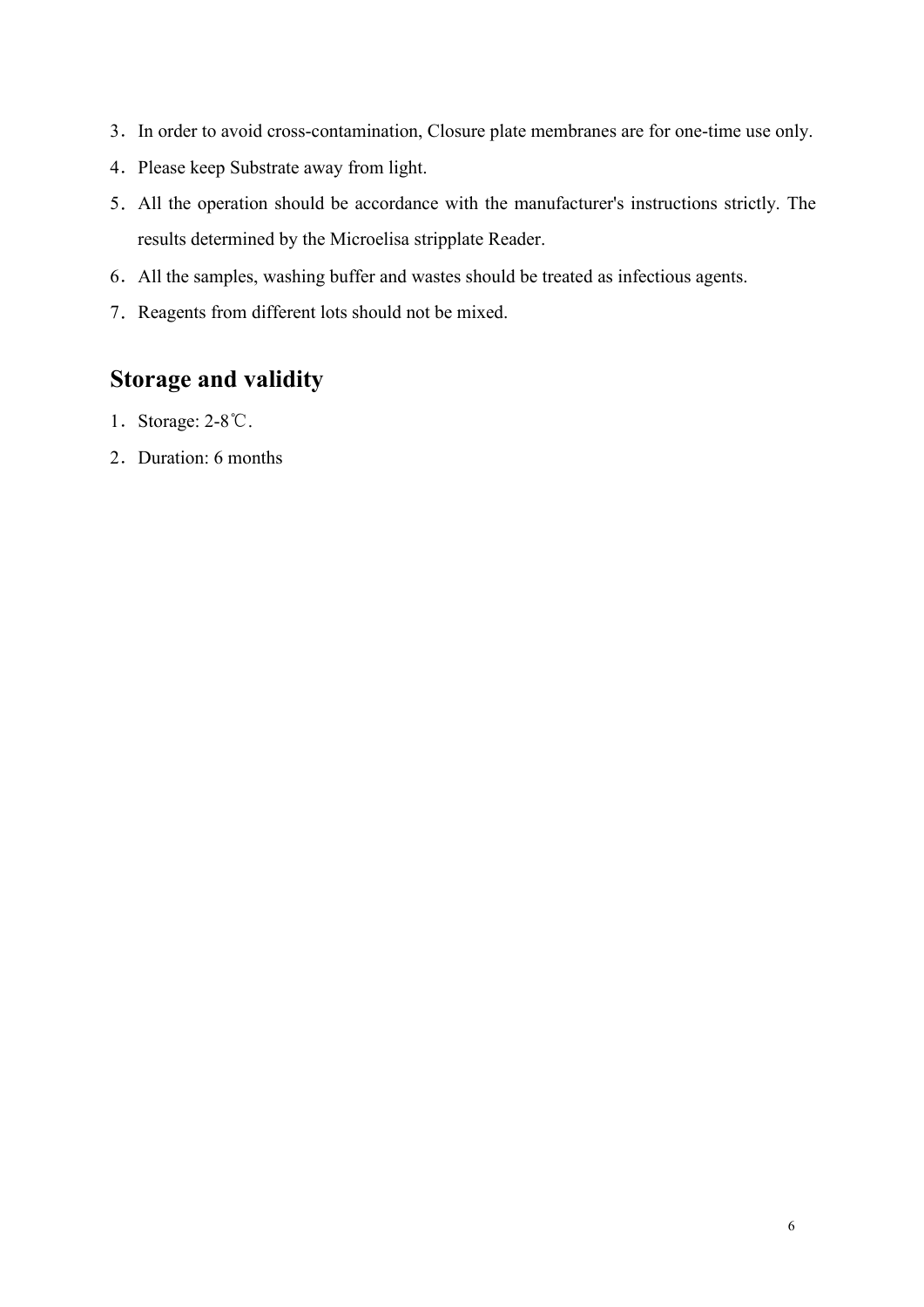3. In order to avoid cross-contamination, Closure plate membranes are for one-time use only.
4. Please keep Substrate away from light.
5. All the operation should be accordance with the manufacturer's instructions strictly. The results determined by the Microelisa stripplate Reader.
6. All the samples, washing buffer and wastes should be treated as infectious agents.
7. Reagents from different lots should not be mixed.

## Storage and validity

1. Storage: 2-8℃.
2. Duration: 6 months